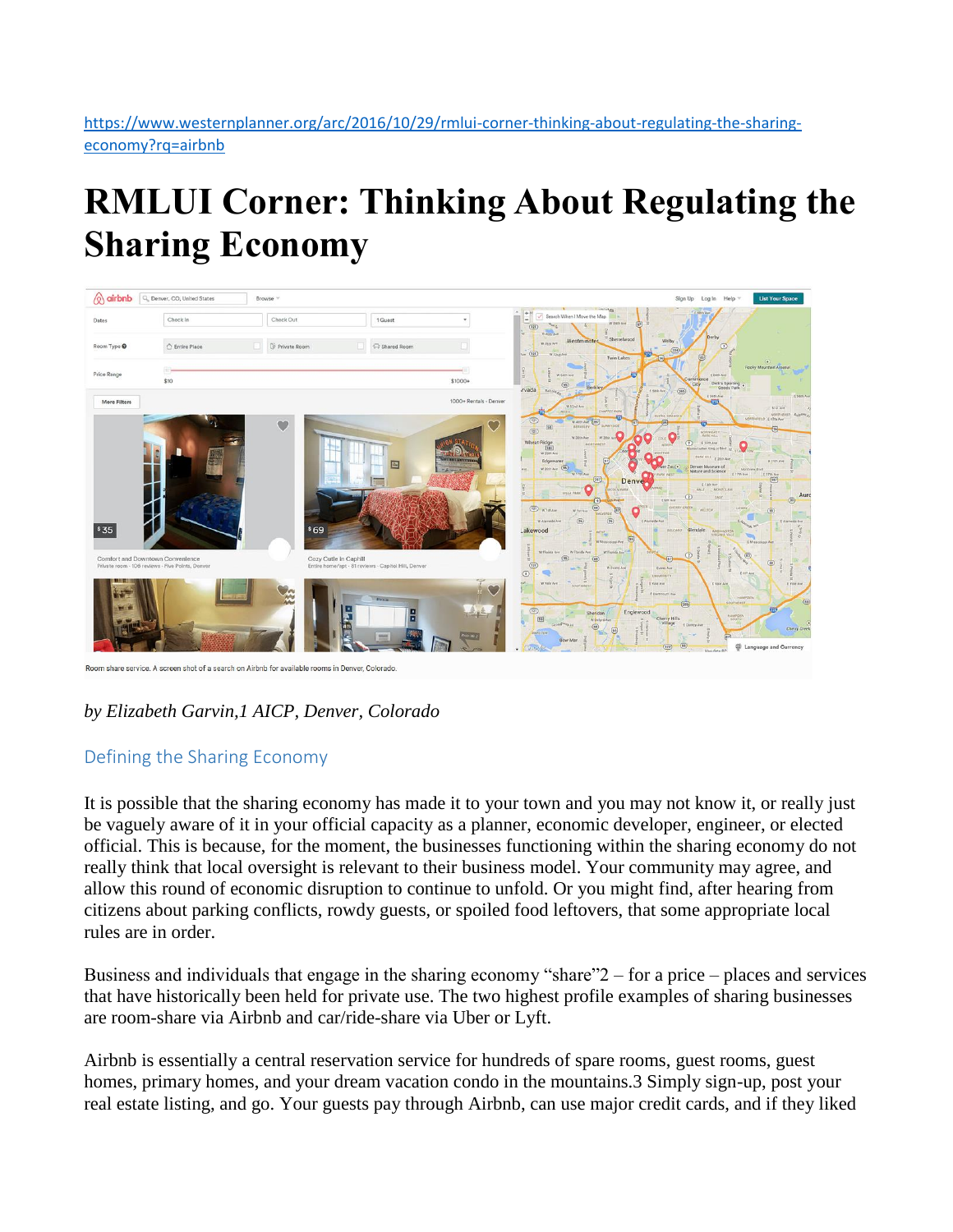https://www.westernplanner.org/arc/2016/10/29/rmlui-corner-thinking-about-regulating-the-sharing-economy?rq=airbnb

# RMLUI Corner: Thinking About Regulating the Sharing Economy

Room share service. A screen shot of a search on Airbnb for available rooms in Denver, Colorado.

*by Elizabeth Garvin,[1] AICP, Denver, Colorado*

## Defining the Sharing Economy

It is possible that the sharing economy has made it to your town and you may not know it, or really just be vaguely aware of it in your official capacity as a planner, economic developer, engineer, or elected official. This is because, for the moment, the businesses functioning within the sharing economy do not really think that local oversight is relevant to their business model. Your community may agree, and allow this round of economic disruption to continue to unfold. Or you might find, after hearing from citizens about parking conflicts, rowdy guests, or spoiled food leftovers, that some appropriate local rules are in order.

Business and individuals that engage in the sharing economy "share"[2] – for a price – places and services that have historically been held for private use. The two highest profile examples of sharing businesses are room-share via Airbnb and car/ride-share via Uber or Lyft.

Airbnb is essentially a central reservation service for hundreds of spare rooms, guest rooms, guest homes, primary homes, and your dream vacation condo in the mountains.[3] Simply sign-up, post your real estate listing, and go. Your guests pay through Airbnb, can use major credit cards, and if they liked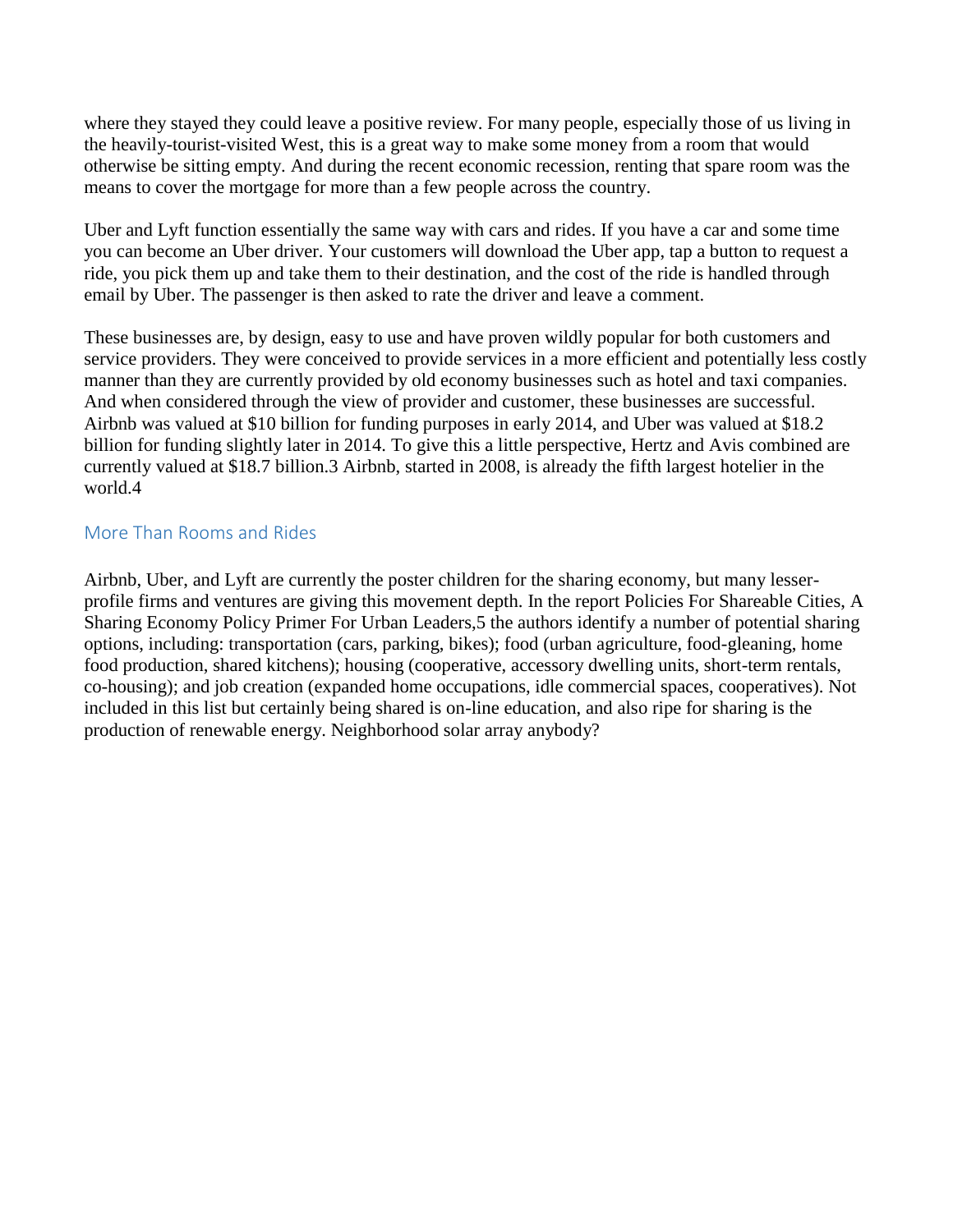where they stayed they could leave a positive review. For many people, especially those of us living in the heavily-tourist-visited West, this is a great way to make some money from a room that would otherwise be sitting empty. And during the recent economic recession, renting that spare room was the means to cover the mortgage for more than a few people across the country.

Uber and Lyft function essentially the same way with cars and rides. If you have a car and some time you can become an Uber driver. Your customers will download the Uber app, tap a button to request a ride, you pick them up and take them to their destination, and the cost of the ride is handled through email by Uber. The passenger is then asked to rate the driver and leave a comment.

These businesses are, by design, easy to use and have proven wildly popular for both customers and service providers. They were conceived to provide services in a more efficient and potentially less costly manner than they are currently provided by old economy businesses such as hotel and taxi companies. And when considered through the view of provider and customer, these businesses are successful. Airbnb was valued at $10 billion for funding purposes in early 2014, and Uber was valued at $18.2 billion for funding slightly later in 2014. To give this a little perspective, Hertz and Avis combined are currently valued at $18.7 billion.[3] Airbnb, started in 2008, is already the fifth largest hotelier in the world.[4]

## More Than Rooms and Rides

Airbnb, Uber, and Lyft are currently the poster children for the sharing economy, but many lesser-profile firms and ventures are giving this movement depth. In the report Policies For Shareable Cities, A Sharing Economy Policy Primer For Urban Leaders,[5] the authors identify a number of potential sharing options, including: transportation (cars, parking, bikes); food (urban agriculture, food-gleaning, home food production, shared kitchens); housing (cooperative, accessory dwelling units, short-term rentals, co-housing); and job creation (expanded home occupations, idle commercial spaces, cooperatives). Not included in this list but certainly being shared is on-line education, and also ripe for sharing is the production of renewable energy. Neighborhood solar array anybody?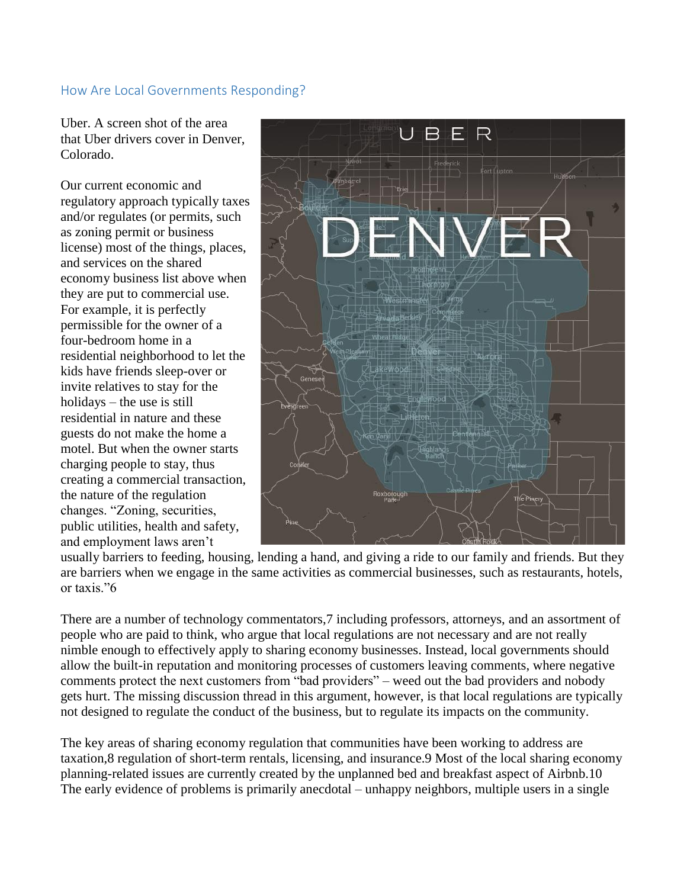## How Are Local Governments Responding?

Uber. A screen shot of the area that Uber drivers cover in Denver, Colorado.

Our current economic and regulatory approach typically taxes and/or regulates (or permits, such as zoning permit or business license) most of the things, places, and services on the shared economy business list above when they are put to commercial use. For example, it is perfectly permissible for the owner of a four-bedroom home in a residential neighborhood to let the kids have friends sleep-over or invite relatives to stay for the holidays – the use is still residential in nature and these guests do not make the home a motel. But when the owner starts charging people to stay, thus creating a commercial transaction, the nature of the regulation changes. "Zoning, securities, public utilities, health and safety, and employment laws aren't usually barriers to feeding, housing, lending a hand, and giving a ride to our family and friends. But they are barriers when we engage in the same activities as commercial businesses, such as restaurants, hotels, or taxis."6

There are a number of technology commentators,7 including professors, attorneys, and an assortment of people who are paid to think, who argue that local regulations are not necessary and are not really nimble enough to effectively apply to sharing economy businesses. Instead, local governments should allow the built-in reputation and monitoring processes of customers leaving comments, where negative comments protect the next customers from "bad providers" – weed out the bad providers and nobody gets hurt. The missing discussion thread in this argument, however, is that local regulations are typically not designed to regulate the conduct of the business, but to regulate its impacts on the community.

The key areas of sharing economy regulation that communities have been working to address are taxation,8 regulation of short-term rentals, licensing, and insurance.9 Most of the local sharing economy planning-related issues are currently created by the unplanned bed and breakfast aspect of Airbnb.10 The early evidence of problems is primarily anecdotal – unhappy neighbors, multiple users in a single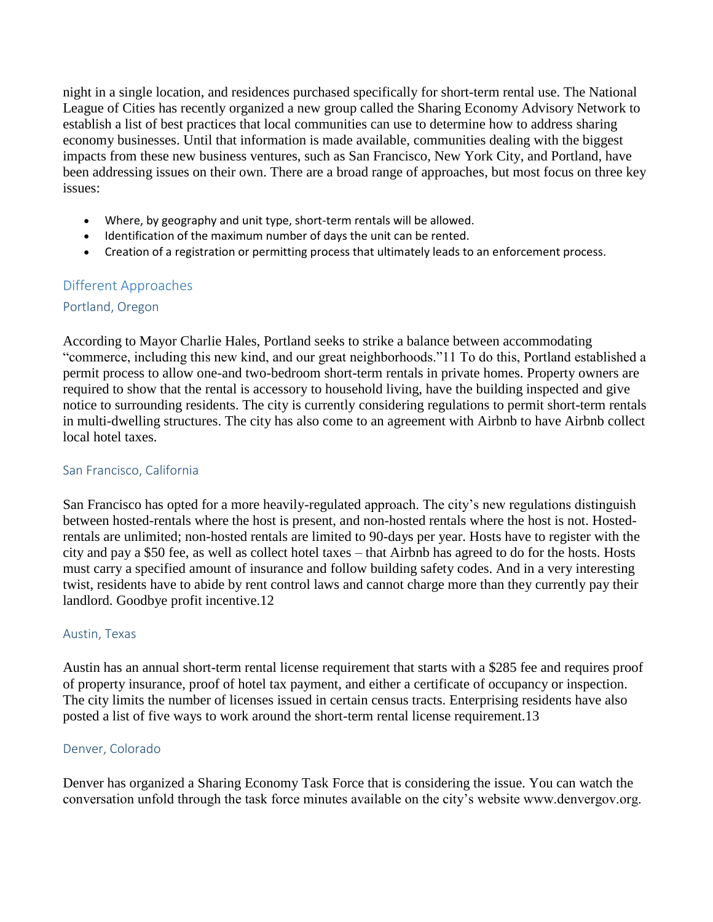night in a single location, and residences purchased specifically for short-term rental use. The National League of Cities has recently organized a new group called the Sharing Economy Advisory Network to establish a list of best practices that local communities can use to determine how to address sharing economy businesses. Until that information is made available, communities dealing with the biggest impacts from these new business ventures, such as San Francisco, New York City, and Portland, have been addressing issues on their own. There are a broad range of approaches, but most focus on three key issues:

- Where, by geography and unit type, short-term rentals will be allowed.
- Identification of the maximum number of days the unit can be rented.
- Creation of a registration or permitting process that ultimately leads to an enforcement process.

## Different Approaches

### Portland, Oregon

According to Mayor Charlie Hales, Portland seeks to strike a balance between accommodating "commerce, including this new kind, and our great neighborhoods."11 To do this, Portland established a permit process to allow one-and two-bedroom short-term rentals in private homes. Property owners are required to show that the rental is accessory to household living, have the building inspected and give notice to surrounding residents. The city is currently considering regulations to permit short-term rentals in multi-dwelling structures. The city has also come to an agreement with Airbnb to have Airbnb collect local hotel taxes.

### San Francisco, California

San Francisco has opted for a more heavily-regulated approach. The city's new regulations distinguish between hosted-rentals where the host is present, and non-hosted rentals where the host is not. Hosted-rentals are unlimited; non-hosted rentals are limited to 90-days per year. Hosts have to register with the city and pay a $50 fee, as well as collect hotel taxes – that Airbnb has agreed to do for the hosts. Hosts must carry a specified amount of insurance and follow building safety codes. And in a very interesting twist, residents have to abide by rent control laws and cannot charge more than they currently pay their landlord. Goodbye profit incentive.12

### Austin, Texas

Austin has an annual short-term rental license requirement that starts with a $285 fee and requires proof of property insurance, proof of hotel tax payment, and either a certificate of occupancy or inspection. The city limits the number of licenses issued in certain census tracts. Enterprising residents have also posted a list of five ways to work around the short-term rental license requirement.13

### Denver, Colorado

Denver has organized a Sharing Economy Task Force that is considering the issue. You can watch the conversation unfold through the task force minutes available on the city's website www.denvergov.org.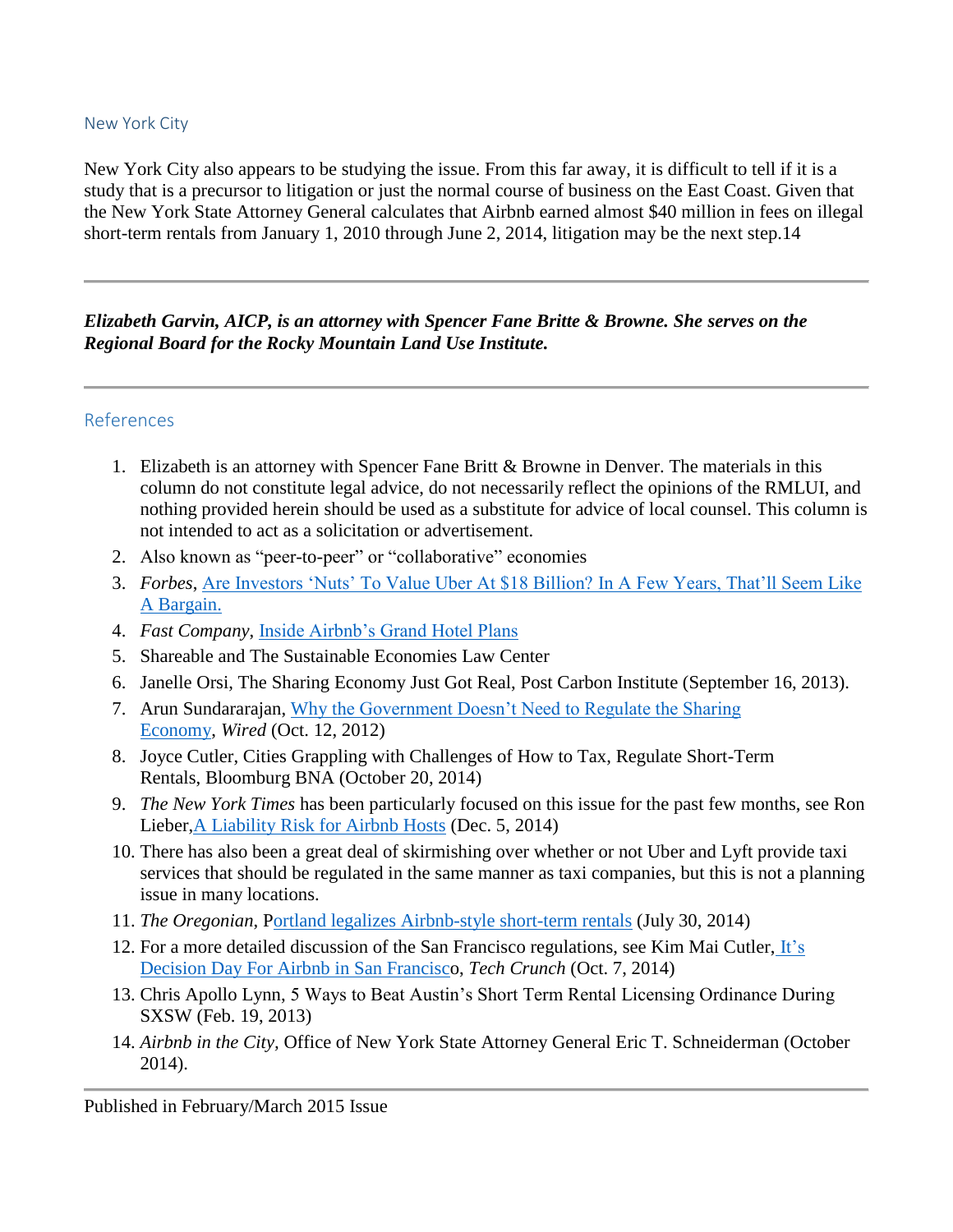## New York City

New York City also appears to be studying the issue. From this far away, it is difficult to tell if it is a study that is a precursor to litigation or just the normal course of business on the East Coast. Given that the New York State Attorney General calculates that Airbnb earned almost $40 million in fees on illegal short-term rentals from January 1, 2010 through June 2, 2014, litigation may be the next step.14

---

***Elizabeth Garvin, AICP, is an attorney with Spencer Fane Britte & Browne. She serves on the Regional Board for the Rocky Mountain Land Use Institute.***

---

## References

1. Elizabeth is an attorney with Spencer Fane Britt & Browne in Denver. The materials in this column do not constitute legal advice, do not necessarily reflect the opinions of the RMLUI, and nothing provided herein should be used as a substitute for advice of local counsel. This column is not intended to act as a solicitation or advertisement.
2. Also known as "peer-to-peer" or "collaborative" economies
3. *Forbes*, Are Investors 'Nuts' To Value Uber At $18 Billion? In A Few Years, That'll Seem Like A Bargain.
4. *Fast Company*, Inside Airbnb's Grand Hotel Plans
5. Shareable and The Sustainable Economies Law Center
6. Janelle Orsi, The Sharing Economy Just Got Real, Post Carbon Institute (September 16, 2013).
7. Arun Sundararajan, Why the Government Doesn't Need to Regulate the Sharing Economy, *Wired* (Oct. 12, 2012)
8. Joyce Cutler, Cities Grappling with Challenges of How to Tax, Regulate Short-Term Rentals, Bloomburg BNA (October 20, 2014)
9. *The New York Times* has been particularly focused on this issue for the past few months, see Ron Lieber, A Liability Risk for Airbnb Hosts (Dec. 5, 2014)
10. There has also been a great deal of skirmishing over whether or not Uber and Lyft provide taxi services that should be regulated in the same manner as taxi companies, but this is not a planning issue in many locations.
11. *The Oregonian*, Portland legalizes Airbnb-style short-term rentals (July 30, 2014)
12. For a more detailed discussion of the San Francisco regulations, see Kim Mai Cutler, It's Decision Day For Airbnb in San Francisco, *Tech Crunch* (Oct. 7, 2014)
13. Chris Apollo Lynn, 5 Ways to Beat Austin's Short Term Rental Licensing Ordinance During SXSW (Feb. 19, 2013)
14. *Airbnb in the City*, Office of New York State Attorney General Eric T. Schneiderman (October 2014).

---

Published in February/March 2015 Issue